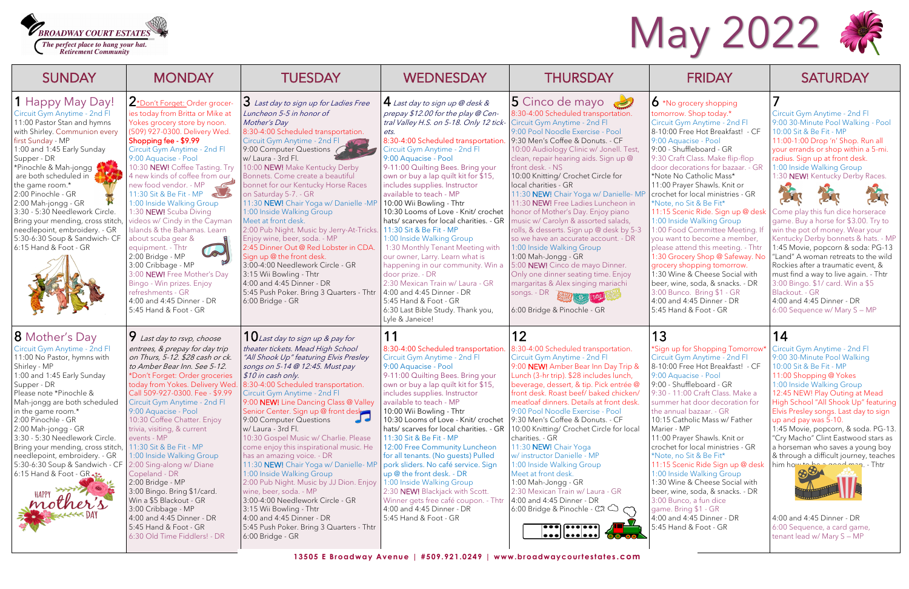# May 2022

**BROADWAY COURT ESTATES**
*The perfect place to hang your hat.*
*Retirement Community*

| SUNDAY | MONDAY | TUESDAY | WEDNESDAY | THURSDAY | FRIDAY | SATURDAY |
|---|---|---|---|---|---|---|
| **1 Happy May Day!**<br>Circuit Gym Anytime - 2nd Fl<br>11:00 Pastor Stan and hymns with Shirley. Communion every first Sunday - MP<br>1:00 and 1:45 Early Sunday Supper - DR<br>*Pinochle & Mah-jongg are both scheduled in the game room.*<br>2:00 Pinochle - GR<br>2:00 Mah-jongg - GR<br>3:30 - 5:30 Needlework Circle. Bring your mending, cross stitch, needlepoint, embroidery. - GR<br>5:30-6:30 Soup & Sandwich- CF<br>6:15 Hand & Foot - GR | **2** *Don't Forget: Order groceries today from Britta or Mike at Yokes grocery store by noon. (509) 927-0300. Delivery Wed. Shopping fee - $9.99<br>Circuit Gym Anytime - 2nd Fl<br>9:00 Aquacise - Pool<br>10:30 NEW! Coffee Tasting. Try 4 new kinds of coffee from our new food vendor. - MP<br>11:30 Sit & Be Fit - MP<br>1:00 Inside Walking Group<br>1:30 NEW! Scuba Diving videos w/ Cindy in the Cayman Islands & the Bahamas. Learn about scuba gear & equipment. - Thtr<br>2:00 Bridge - MP<br>3:00 Cribbage - MP<br>3:00 NEW! Free Mother's Day Bingo - Win prizes. Enjoy refreshments - GR<br>4:00 and 4:45 Dinner - DR<br>5:45 Hand & Foot - GR | **3** *Last day to sign up for Ladies Free Luncheon 5-5 in honor of Mother's Day*<br>8:30-4:00 Scheduled transportation.<br>Circuit Gym Anytime - 2nd Fl<br>9:00 Computer Questions w/ Laura - 3rd Fl.<br>10:00 NEW! Make Kentucky Derby Bonnets. Come create a beautiful bonnet for our Kentucky Horse Races on Saturday 5-7. - GR<br>11:30 NEW! Chair Yoga w/ Danielle -MP<br>1:00 Inside Walking Group<br>Meet at front desk.<br>2:00 Pub Night. Music by Jerry-At-Tricks. Enjoy wine, beer, soda. - MP<br>2:45 Dinner Out @ Red Lobster in CDA. Sign up @ the front desk.<br>3:00-4:00 Needlework Circle - GR<br>3:15 Wii Bowling - Thtr<br>4:00 and 4:45 Dinner - DR<br>5:45 Pub Poker. Bring 3 Quarters - Thtr<br>6:00 Bridge - GR | **4** *Last day to sign up @ desk & prepay $12.00 for the play @ Central Valley H.S. on 5-18. Only 12 tickets.*<br>8:30-4:00 Scheduled transportation.<br>Circuit Gym Anytime - 2nd Fl<br>9:00 Aquacise - Pool<br>9-11:00 Quilting Bees. Bring your own or buy a lap quilt kit for $15, includes supplies. Instructor available to teach - MP<br>10:00 Wii Bowling - Thtr<br>10:30 Looms of Love - Knit/ crochet hats/ scarves for local charities. - GR<br>11:30 Sit & Be Fit - MP<br>1:00 Inside Walking Group<br>1:30 Monthly Tenant Meeting with our owner, Larry. Learn what is happening in our community. Win a door prize. - DR<br>2:30 Mexican Train w/ Laura - GR<br>4:00 and 4:45 Dinner - DR<br>5:45 Hand & Foot - GR<br>6:30 Last Bible Study. Thank you, Lyle & Janeice! | **5 Cinco de mayo**<br>8:30-4:00 Scheduled transportation.<br>Circuit Gym Anytime - 2nd Fl<br>9:00 Pool Noodle Exercise - Pool<br>9:30 Men's Coffee & Donuts. - CF<br>10:00 Audiology Clinic w/ Jonell. Test, clean, repair hearing aids. Sign up @ front desk. - NS<br>10:00 Knitting/ Crochet Circle for local charities - GR<br>11:30 NEW! Chair Yoga w/ Danielle- MP<br>11:30 NEW! Free Ladies Luncheon in honor of Mother's Day. Enjoy piano music w/ Carolyn & assorted salads, rolls, & desserts. Sign up @ desk by 5-3 so we have an accurate account. - DR<br>1:00 Inside Walking Group<br>1:00 Mah-Jongg - GR<br>5:00 NEW! Cinco de mayo Dinner. Only one dinner seating time. Enjoy margaritas & Alex singing mariachi songs. - DR<br>6:00 Bridge & Pinochle - GR | **6** *No grocery shopping tomorrow. Shop today.*<br>Circuit Gym Anytime - 2nd Fl<br>8-10:00 Free Hot Breakfast! - CF<br>9:00 Aquacise - Pool<br>9:00 - Shuffleboard - GR<br>9:30 Craft Class. Make flip-flop door decorations for bazaar. - GR<br>*Note No Catholic Mass*<br>11:00 Prayer Shawls. Knit or crochet for local ministries - GR<br>*Note, no Sit & Be Fit*<br>11:15 Scenic Ride. Sign up @ desk<br>1:00 Inside Walking Group<br>1:00 Food Committee Meeting. If you want to become a member, please attend this meeting. - Thtr<br>1:30 Grocery Shop @ Safeway. No grocery shopping tomorrow.<br>1:30 Wine & Cheese Social with beer, wine, soda, & snacks. - DR<br>3:00 Bunco. Bring $1 - GR<br>4:00 and 4:45 Dinner - DR<br>5:45 Hand & Foot - GR | **7**<br>Circuit Gym Anytime - 2nd Fl<br>9:00 30-Minute Pool Walking - Pool<br>10:00 Sit & Be Fit - MP<br>11:00-1:00 Drop 'n' Shop. Run all your errands or shop within a 5-mi. radius. Sign up at front desk.<br>1:00 Inside Walking Group<br>1:30 NEW! Kentucky Derby Races.<br>Come play this fun dice horserace game. Buy a horse for $3.00. Try to win the pot of money. Wear your Kentucky Derby bonnets & hats. - MP<br>1:45 Movie, popcorn & soda: PG-13 "Land" A woman retreats to the wild Rockies after a traumatic event, & must find a way to live again. - Thtr<br>3:00 Bingo. $1/ card. Win a $5 Blackout. - GR<br>4:00 and 4:45 Dinner - DR<br>6:00 Sequence w/ Mary S – MP |
| **8 Mother's Day**<br>Circuit Gym Anytime - 2nd Fl<br>11:00 No Pastor, hymns with Shirley - MP<br>1:00 and 1:45 Early Sunday Supper - DR<br>Please note *Pinochle & Mah-jongg are both scheduled in the game room.*<br>2:00 Pinochle - GR<br>2:00 Mah-jongg - GR<br>3:30 - 5:30 Needlework Circle. Bring your mending, cross stitch, needlepoint, embroidery. - GR<br>5:30-6:30 Soup & Sandwich - CF<br>6:15 Hand & Foot - GR<br>HAPPY mother's DAY | **9** *Last day to rsvp, choose entrees, & prepay for day trip on Thurs, 5-12. $28 cash or ck. to Amber Bear Inn. See 5-12.*<br>*Don't Forget: Order groceries today from Yokes. Delivery Wed. Call 509-927-0300. Fee - $9.99<br>Circuit Gym Anytime - 2nd Fl<br>9:00 Aquacise - Pool<br>10:30 Coffee Chatter. Enjoy trivia, visiting, & current events - MP<br>11:30 Sit & Be Fit - MP<br>1:00 Inside Walking Group<br>2:00 Sing-along w/ Diane Copeland - DR<br>2:00 Bridge - MP<br>3:00 Bingo. Bring $1/card. Win a $5 Blackout - GR<br>3:00 Cribbage - MP<br>4:00 and 4:45 Dinner - DR<br>5:45 Hand & Foot - GR<br>6:30 Old Time Fiddlers! - DR | **10** *Last day to sign up & pay for theater tickets. Mead High School "All Shook Up" featuring Elvis Presley songs on 5-14 @ 12:45. Must pay $10 in cash only.*<br>8:30-4:00 Scheduled transportation.<br>Circuit Gym Anytime - 2nd Fl<br>9:00 NEW! Line Dancing Class @ Valley Senior Center. Sign up @ front desk<br>9:00 Computer Questions w/ Laura - 3rd Fl.<br>10:30 Gospel Music w/ Charlie. Please come enjoy this inspirational music. He has an amazing voice. - DR<br>11:30 NEW! Chair Yoga w/ Danielle- MP<br>1:00 Inside Walking Group<br>2:00 Pub Night. Music by JJ Dion. Enjoy wine, beer, soda. - MP<br>3:00-4:00 Needlework Circle - GR<br>3:15 Wii Bowling - Thtr<br>4:00 and 4:45 Dinner - DR<br>5:45 Pub Poker. Bring 3 Quarters - Thtr<br>6:00 Bridge - GR | **11**<br>8:30-4:00 Scheduled transportation.<br>Circuit Gym Anytime - 2nd Fl<br>9:00 Aquacise - Pool<br>9-11:00 Quilting Bees. Bring your own or buy a lap quilt kit for $15, includes supplies. Instructor available to teach - MP<br>10:00 Wii Bowling - Thtr<br>10:30 Looms of Love - Knit/ crochet hats/ scarves for local charities. - GR<br>11:30 Sit & Be Fit - MP<br>12:00 Free Community Luncheon for all tenants. (No guests) Pulled pork sliders. No café service. Sign up @ the front desk. - DR<br>1:00 Inside Walking Group<br>2:30 NEW! Blackjack with Scott. Winner gets free café coupon. - Thtr<br>4:00 and 4:45 Dinner - DR<br>5:45 Hand & Foot - GR | **12**<br>8:30-4:00 Scheduled transportation.<br>Circuit Gym Anytime - 2nd Fl<br>9:00 NEW! Amber Bear Inn Day Trip & Lunch (3-hr trip). $28 includes lunch, beverage, dessert, & tip. Pick entrée @ front desk. Roast beef/ baked chicken/ meatloaf dinners. Details at front desk.<br>9:00 Pool Noodle Exercise - Pool<br>9:30 Men's Coffee & Donuts. - CF<br>10:00 Knitting/ Crochet Circle for local charities. - GR<br>11:30 NEW! Chair Yoga w/ instructor Danielle - MP<br>1:00 Inside Walking Group<br>Meet at front desk.<br>1:00 Mah-Jongg - GR<br>2:30 Mexican Train w/ Laura - GR<br>4:00 and 4:45 Dinner - DR<br>6:00 Bridge & Pinochle - GR | **13**<br>*Sign up for Shopping Tomorrow*<br>Circuit Gym Anytime - 2nd Fl<br>8-10:00 Free Hot Breakfast! - CF<br>9:00 Aquacise - Pool<br>9:00 - Shuffleboard - GR<br>9:30 - 11:00 Craft Class. Make a summer hat door decoration for the annual bazaar. - GR<br>10:15 Catholic Mass w/ Father Marier - MP<br>11:00 Prayer Shawls. Knit or crochet for local ministries - GR<br>*Note, no Sit & Be Fit*<br>11:15 Scenic Ride Sign up @ desk<br>1:00 Inside Walking Group<br>1:30 Wine & Cheese Social with beer, wine, soda, & snacks. - DR<br>3:00 Bunco, a fun dice game. Bring $1 - GR<br>4:00 and 4:45 Dinner - DR<br>5:45 Hand & Foot - GR | **14**<br>Circuit Gym Anytime - 2nd Fl<br>9:00 30-Minute Pool Walking<br>10:00 Sit & Be Fit - MP<br>11:00 Shopping @ Yokes<br>1:00 Inside Walking Group<br>12:45 NEW! Play Outing at Mead High School "All Shook Up" featuring Elvis Presley songs. Last day to sign up and pay was 5-10.<br>1:45 Movie, popcorn, & soda. PG-13. "Cry Macho" Clint Eastwood stars as a horseman who saves a young boy & through a difficult journey, teaches him how to be a good man. - Thtr<br>4:00 and 4:45 Dinner - DR<br>6:00 Sequence, a card game, tenant lead w/ Mary S – MP |

13505 E Broadway Avenue | #509.921.0249 | www.broadwaycourtestates.com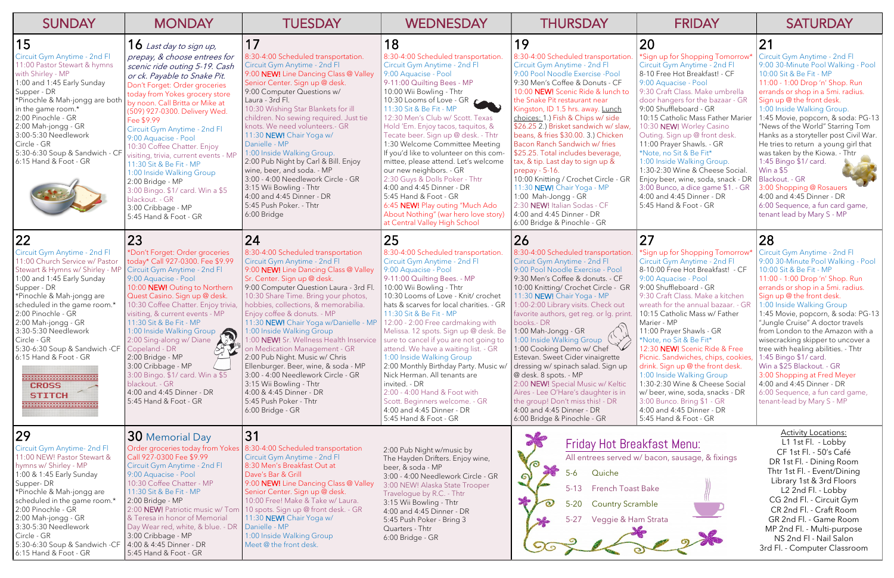| SUNDAY | MONDAY | TUESDAY | WEDNESDAY | THURSDAY | FRIDAY | SATURDAY |
|---|---|---|---|---|---|---|
| **15**<br>Circuit Gym Anytime - 2nd Fl<br>11:00 Pastor Stewart & hymns with Shirley - MP<br>1:00 and 1:45 Early Sunday Supper - DR<br>*Pinochle & Mah-jongg are both in the game room.*<br>2:00 Pinochle - GR<br>2:00 Mah-jongg - GR<br>3:00-5:30 Needlework Circle - GR<br>5:30-6:30 Soup & Sandwich - CF<br>6:15 Hand & Foot - GR | **16** *Last day to sign up, prepay, & choose entrees for scenic ride outing 5-19. Cash or ck. Payable to Snake Pit.*<br>Don't Forget: Order groceries today from Yokes grocery store by noon. Call Britta or Mike at (509) 927-0300. Delivery Wed. Fee $9.99<br>Circuit Gym Anytime - 2nd Fl<br>9:00 Aquacise - Pool<br>10:30 Coffee Chatter. Enjoy visiting, trivia, current events - MP<br>11:30 Sit & Be Fit - MP<br>1:00 Inside Walking Group<br>2:00 Bridge - MP<br>3:00 Bingo. $1/ card. Win a $5 blackout. - GR<br>3:00 Cribbage - MP<br>5:45 Hand & Foot - GR | **17**<br>8:30-4:00 Scheduled transportation.<br>Circuit Gym Anytime - 2nd Fl<br>9:00 NEW! Line Dancing Class @ Valley Senior Center. Sign up @ desk.<br>9:00 Computer Questions w/ Laura - 3rd Fl.<br>10:30 Wishing Star Blankets for ill children. No sewing required. Just tie knots. We need volunteers.- GR<br>11:30 NEW! Chair Yoga w/ Danielle - MP<br>1:00 Inside Walking Group.<br>2:00 Pub Night by Carl & Bill. Enjoy wine, beer, and soda. - MP<br>3:00 - 4:00 Needlework Circle - GR<br>3:15 Wii Bowling - Thtr<br>4:00 and 4:45 Dinner - DR<br>5:45 Push Poker. - Thtr<br>6:00 Bridge | **18**<br>8:30-4:00 Scheduled transportation.<br>Circuit Gym Anytime - 2nd Fl<br>9:00 Aquacise - Pool<br>9-11:00 Quilting Bees - MP<br>10:00 Wii Bowling - Thtr<br>10:30 Looms of Love - GR<br>11:30 Sit & Be Fit - MP<br>12:30 Men's Club w/ Scott. Texas Hold 'Em. Enjoy tacos, taquitos, & Tecate beer. Sign up @ desk. - Thtr<br>1:30 Welcome Committee Meeting If you'd like to volunteer on this committee, please attend. Let's welcome our new neighbors. - GR<br>2:30 Guys & Dolls Poker - Thtr<br>4:00 and 4:45 Dinner - DR<br>5:45 Hand & Foot - GR<br>6:45 NEW! Play outing "Much Ado About Nothing" (war hero love story) at Central Valley High School | **19**<br>8:30-4:00 Scheduled transportation.<br>Circuit Gym Anytime - 2nd Fl<br>9:00 Pool Noodle Exercise -Pool<br>9:30 Men's Coffee & Donuts - CF<br>10:00 NEW! Scenic Ride & lunch to the Snake Pit restaurant near Kingston, ID 1.5 hrs. away. Lunch choices: 1.) Fish & Chips w/ side $26.25 2.) Brisket sandwich w/ slaw, beans, & fries $30.00. 3.) Chicken Bacon Ranch Sandwich w/ fries $25.25. Total includes beverage, tax, & tip. Last day to sign up & prepay - 5-16.<br>10:00 Knitting / Crochet Circle - GR<br>11:30 NEW! Chair Yoga - MP<br>1:00 Mah-Jongg - GR<br>2:30 NEW! Italian Sodas - CF<br>4:00 and 4:45 Dinner - DR<br>6:00 Bridge & Pinochle - GR | **20**<br>*Sign up for Shopping Tomorrow*<br>Circuit Gym Anytime - 2nd Fl<br>8-10 Free Hot Breakfast! - CF<br>9:00 Aquacise - Pool<br>9:30 Craft Class. Make umbrella door hangers for the bazaar - GR<br>9:00 Shuffleboard - GR<br>10:15 Catholic Mass Father Marier<br>10:30 NEW! Worley Casino Outing. Sign up @ front desk.<br>11:00 Prayer Shawls. - GR<br>*Note, no Sit & Be Fit*<br>1:00 Inside Walking Group.<br>1:30-2:30 Wine & Cheese Social. Enjoy beer, wine, soda, snack - DR<br>3:00 Bunco, a dice game $1. - GR<br>4:00 and 4:45 Dinner - DR<br>5:45 Hand & Foot - GR | **21**<br>Circuit Gym Anytime - 2nd Fl<br>9:00 30-Minute Pool Walking - Pool<br>10:00 Sit & Be Fit - MP<br>11:00 - 1:00 Drop 'n' Shop. Run errands or shop in a 5mi. radius. Sign up @ the front desk.<br>1:00 Inside Walking Group.<br>1:45 Movie, popcorn, & soda: PG-13 "News of the World" Starring Tom Hanks as a storyteller post Civil War. He tries to return a young girl that was taken by the Kiowa. - Thtr<br>1:45 Bingo $1/ card. Win a $5 Blackout. - GR<br>3:00 Shopping @ Rosauers<br>4:00 and 4:45 Dinner - DR<br>6:00 Sequence, a fun card game, tenant lead by Mary S - MP |
| **22**<br>Circuit Gym Anytime - 2nd Fl<br>11:00 Church Service w/ Pastor Stewart & Hymns w/ Shirley - MP<br>1:00 and 1:45 Early Sunday Supper - DR<br>*Pinochle & Mah-jongg are scheduled in the game room.*<br>2:00 Pinochle - GR<br>2:00 Mah-jongg - GR<br>3:30-5:30 Needlework Circle - GR<br>5:30-6:30 Soup & Sandwich -CF<br>6:15 Hand & Foot - GR | **23**<br>*Don't Forget: Order groceries today!* Call 927-0300. Fee $9.99<br>Circuit Gym Anytime - 2nd Fl<br>9:00 Aquacise - Pool<br>10:00 NEW! Outing to Northern Quest Casino. Sign up @ desk.<br>10:30 Coffee Chatter. Enjoy trivia, visiting, & current events - MP<br>11:30 Sit & Be Fit - MP<br>1:00 Inside Walking Group<br>2:00 Sing-along w/ Diane Copeland - DR<br>2:00 Bridge - MP<br>3:00 Cribbage - MP<br>3:00 Bingo. $1/ card. Win a $5 blackout. - GR<br>4:00 and 4:45 Dinner - DR<br>5:45 Hand & Foot - GR | **24**<br>8:30-4:00 Scheduled transportation<br>Circuit Gym Anytime - 2nd Fl<br>9:00 NEW! Line Dancing Class @ Valley Sr. Center. Sign up @ desk.<br>9:00 Computer Question Laura - 3rd Fl.<br>10:30 Share Time. Bring your photos, hobbies, collections, & memorabilia. Enjoy coffee & donuts. - MP<br>11:30 NEW! Chair Yoga w/Danielle - MP<br>1:00 Inside Walking Group<br>1:00 NEW! Sr. Wellness Health Inservice on Medication Management - GR<br>2:00 Pub Night. Music w/ Chris Ellenburger. Beer, wine, & soda - MP<br>3:00 - 4:00 Needlework Circle - GR<br>3:15 Wii Bowling - Thtr<br>4:00 & 4:45 Dinner - DR<br>5:45 Push Poker - Thtr<br>6:00 Bridge - GR | **25**<br>8:30-4:00 Scheduled transportation.<br>Circuit Gym Anytime - 2nd Fl<br>9:00 Aquacise - Pool<br>9-11:00 Quilting Bees. - MP<br>10:00 Wii Bowling - Thtr<br>10:30 Looms of Love - Knit/ crochet hats & scarves for local charities. - GR<br>11:30 Sit & Be Fit - MP<br>12:00 - 2:00 Free cardmaking with Melissa. 12 spots. Sign up @ desk. Be sure to cancel if you are not going to attend. We have a waiting list. - GR<br>1:00 Inside Walking Group<br>2:00 Monthly Birthday Party. Music w/ Nick Herman. All tenants are invited. - DR<br>2:00 - 4:00 Hand & Foot with Scott. Beginners welcome. - GR<br>4:00 and 4:45 Dinner - DR<br>5:45 Hand & Foot - GR | **26**<br>8:30-4:00 Scheduled transportation.<br>Circuit Gym Anytime - 2nd Fl<br>9:00 Pool Noodle Exercise - Pool<br>9:30 Men's Coffee & donuts. - CF<br>10:00 Knitting/ Crochet Circle - GR<br>11:30 NEW! Chair Yoga - MP<br>1:00-2:00 Library visits. Check out favorite authors, get reg. or lg. print. books.- DR<br>1:00 Mah-Jongg - GR<br>1:00 Inside Walking Group<br>1:00 Cooking Demo w/ Chef Estevan. Sweet Cider vinaigrette dressing w/ spinach salad. Sign up @ desk. 8 spots. - MP<br>2:00 NEW! Special Music w/ Keltic Aires - Lee O'Hare's daughter is in the group! Don't miss this! - DR<br>4:00 and 4:45 Dinner - DR<br>6:00 Bridge & Pinochle - GR | **27**<br>*Sign up for Shopping Tomorrow*<br>Circuit Gym Anytime - 2nd Fl<br>8-10:00 Free Hot Breakfast! - CF<br>9:00 Aquacise - Pool<br>9:00 Shuffleboard - GR<br>9:30 Craft Class. Make a kitchen wreath for the annual bazaar. - GR<br>10:15 Catholic Mass w/ Father Marier - MP<br>11:00 Prayer Shawls - GR<br>*Note, no Sit & Be Fit*<br>12:30 NEW! Scenic Ride & Free Picnic. Sandwiches, chips, cookies, drink. Sign up @ the front desk.<br>1:00 Inside Walking Group<br>1:30-2:30 Wine & Cheese Social w/ beer, wine, soda, snacks - DR<br>3:00 Bunco. Bring $1 - GR<br>4:00 and 4:45 Dinner - DR<br>5:45 Hand & Foot - GR | **28**<br>Circuit Gym Anytime - 2nd Fl<br>9:00 30-Minute Pool Walking - Pool<br>10:00 Sit & Be Fit - MP<br>11:00 - 1:00 Drop 'n' Shop. Run errands or shop in a 5mi. radius. Sign up @ the front desk.<br>1:00 Inside Walking Group<br>1:45 Movie, popcorn, & soda: PG-13 "Jungle Cruise" A doctor travels from London to the Amazon with a wisecracking skipper to uncover a tree with healing abilities. - Thtr<br>1:45 Bingo $1/ card. Win a $25 Blackout. - GR<br>3:00 Shopping at Fred Meyer<br>4:00 and 4:45 Dinner - DR<br>6:00 Sequence, a fun card game, tenant-lead by Mary S - MP |
| **29**<br>Circuit Gym Anytime- 2nd Fl<br>11:00 NEW! Pastor Stewart & hymns w/ Shirley - MP<br>1:00 & 1:45 Early Sunday Supper- DR<br>*Pinochle & Mah-jongg are scheduled in the game room.*<br>2:00 Pinochle - GR<br>2:00 Mah-jongg - GR<br>3:30-5:30 Needlework Circle - GR<br>5:30-6:30 Soup & Sandwich -CF<br>6:15 Hand & Foot - GR | **30** Memorial Day<br>Order groceries today from Yokes Call 927-0300 Fee $9.99<br>Circuit Gym Anytime - 2nd Fl<br>9:00 Aquacise - Pool<br>10:30 Coffee Chatter - MP<br>11:30 Sit & Be Fit - MP<br>2:00 Bridge - MP<br>2:00 NEW! Patriotic music w/ Tom & Teresa in honor of Memorial Day Wear red, white, & blue. - DR<br>3:00 Cribbage - MP<br>4:00 & 4:45 Dinner - DR<br>5:45 Hand & Foot - GR | **31**<br>8:30-4:00 Scheduled transportation<br>Circuit Gym Anytime - 2nd Fl<br>8:30 Men's Breakfast Out at Dave's Bar & Grill<br>9:00 NEW! Line Dancing Class @ Valley Senior Center. Sign up @ desk.<br>10:00 Free! Make & Take w/ Laura. 10 spots. Sign up @ front desk. - GR<br>11:30 NEW! Chair Yoga w/ Danielle - MP<br>1:00 Inside Walking Group<br>Meet @ the front desk. | 2:00 Pub Night w/music by The Hayden Drifters. Enjoy wine, beer, & soda - MP<br>3:00 - 4:00 Needlework Circle - GR<br>3:00 NEW! Alaska State Trooper Travelogue by R.C. - Thtr<br>3:15 Wii Bowling - Thtr<br>4:00 and 4:45 Dinner - DR<br>5:45 Push Poker - Bring 3 Quarters - Thtr<br>6:00 Bridge - GR | **Friday Hot Breakfast Menu:**<br>All entrees served w/ bacon, sausage, & fixings<br>5-6 Quiche<br>5-13 French Toast Bake<br>5-20 Country Scramble<br>5-27 Veggie & Ham Strata | | **Activity Locations:**<br>L1 1st Fl. - Lobby<br>CF 1st Fl. - 50's Café<br>DR 1st Fl. - Dining Room<br>Thtr 1st Fl. - Event/Dining<br>Library 1st & 3rd Floors<br>L2 2nd Fl. - Lobby<br>CG 2nd Fl. - Circuit Gym<br>CR 2nd Fl. - Craft Room<br>GR 2nd Fl. - Game Room<br>MP 2nd Fl. - Multi-purpose<br>NS 2nd Fl - Nail Salon<br>3rd Fl. - Computer Classroom |